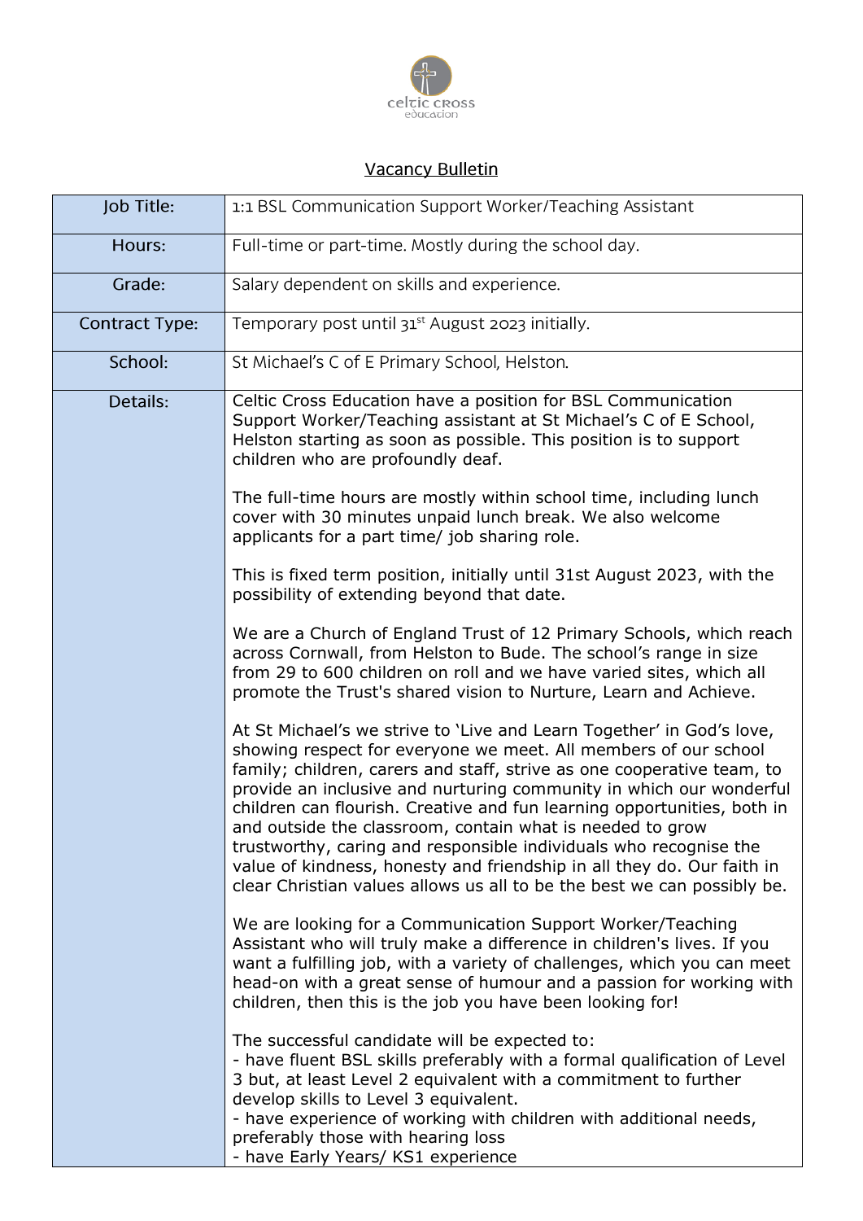celtic cross education

## Vacancy Bulletin

| Job Title: | 1:1 BSL Communication Support Worker/Teaching Assistant |
|---|---|
| Hours: | Full-time or part-time. Mostly during the school day. |
| Grade: | Salary dependent on skills and experience. |
| Contract Type: | Temporary post until 31st August 2023 initially. |
| School: | St Michael's C of E Primary School, Helston. |
| Details: | Celtic Cross Education have a position for BSL Communication Support Worker/Teaching assistant at St Michael's C of E School, Helston starting as soon as possible. This position is to support children who are profoundly deaf.<br><br>The full-time hours are mostly within school time, including lunch cover with 30 minutes unpaid lunch break. We also welcome applicants for a part time/ job sharing role.<br><br>This is fixed term position, initially until 31st August 2023, with the possibility of extending beyond that date.<br><br>We are a Church of England Trust of 12 Primary Schools, which reach across Cornwall, from Helston to Bude. The school's range in size from 29 to 600 children on roll and we have varied sites, which all promote the Trust's shared vision to Nurture, Learn and Achieve.<br><br>At St Michael's we strive to 'Live and Learn Together' in God's love, showing respect for everyone we meet. All members of our school family; children, carers and staff, strive as one cooperative team, to provide an inclusive and nurturing community in which our wonderful children can flourish. Creative and fun learning opportunities, both in and outside the classroom, contain what is needed to grow trustworthy, caring and responsible individuals who recognise the value of kindness, honesty and friendship in all they do. Our faith in clear Christian values allows us all to be the best we can possibly be.<br><br>We are looking for a Communication Support Worker/Teaching Assistant who will truly make a difference in children's lives. If you want a fulfilling job, with a variety of challenges, which you can meet head-on with a great sense of humour and a passion for working with children, then this is the job you have been looking for!<br><br>The successful candidate will be expected to:<br>- have fluent BSL skills preferably with a formal qualification of Level 3 but, at least Level 2 equivalent with a commitment to further develop skills to Level 3 equivalent.<br>- have experience of working with children with additional needs, preferably those with hearing loss<br>- have Early Years/ KS1 experience |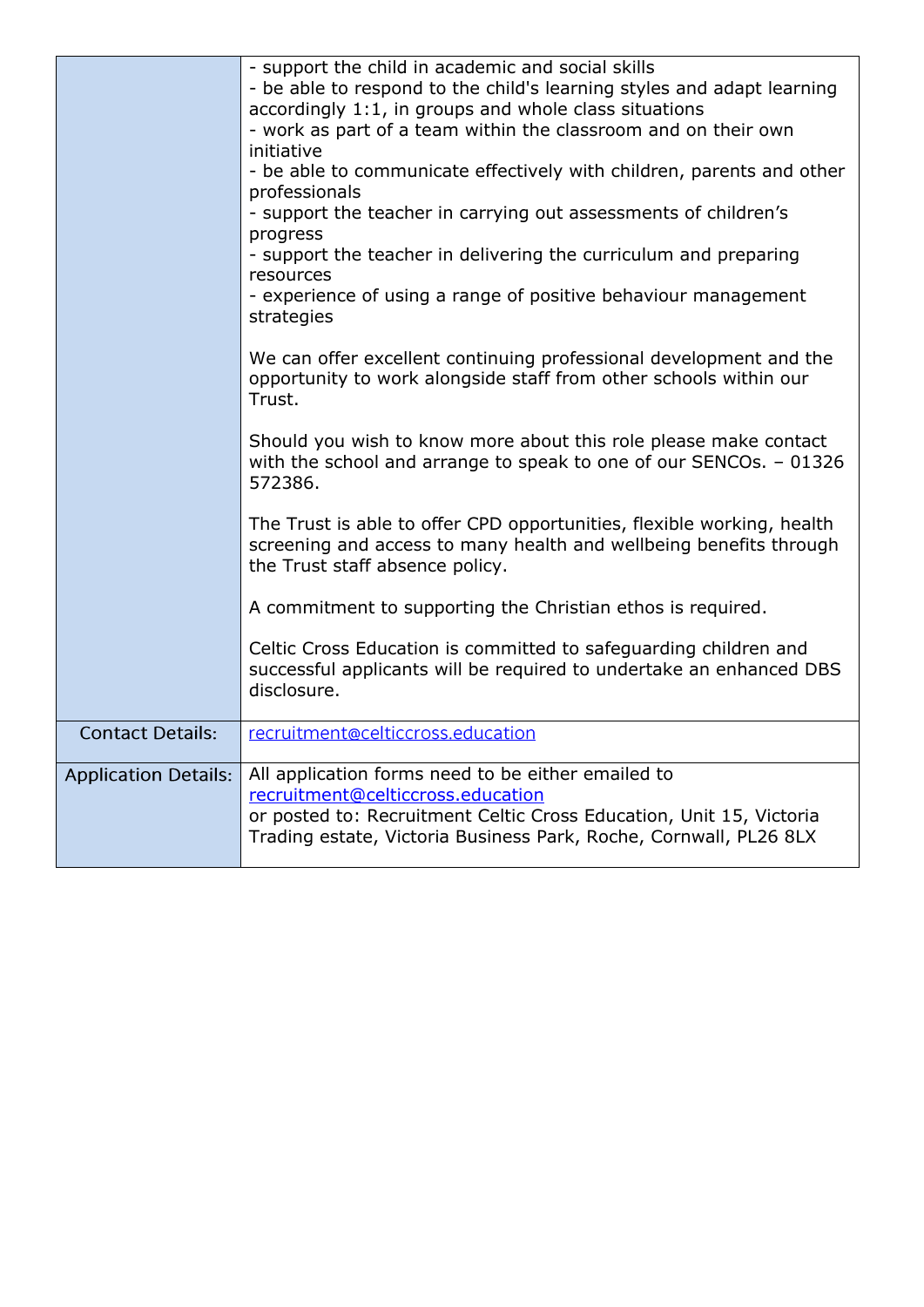| | |
|---|---|
| | - support the child in academic and social skills<br>- be able to respond to the child's learning styles and adapt learning accordingly 1:1, in groups and whole class situations<br>- work as part of a team within the classroom and on their own initiative<br>- be able to communicate effectively with children, parents and other professionals<br>- support the teacher in carrying out assessments of children's progress<br>- support the teacher in delivering the curriculum and preparing resources<br>- experience of using a range of positive behaviour management strategies<br><br>We can offer excellent continuing professional development and the opportunity to work alongside staff from other schools within our Trust.<br><br>Should you wish to know more about this role please make contact with the school and arrange to speak to one of our SENCOs. – 01326 572386.<br><br>The Trust is able to offer CPD opportunities, flexible working, health screening and access to many health and wellbeing benefits through the Trust staff absence policy.<br><br>A commitment to supporting the Christian ethos is required.<br><br>Celtic Cross Education is committed to safeguarding children and successful applicants will be required to undertake an enhanced DBS disclosure. |
| Contact Details: | recruitment@celticcross.education |
| Application Details: | All application forms need to be either emailed to recruitment@celticcross.education<br>or posted to: Recruitment Celtic Cross Education, Unit 15, Victoria Trading estate, Victoria Business Park, Roche, Cornwall, PL26 8LX |